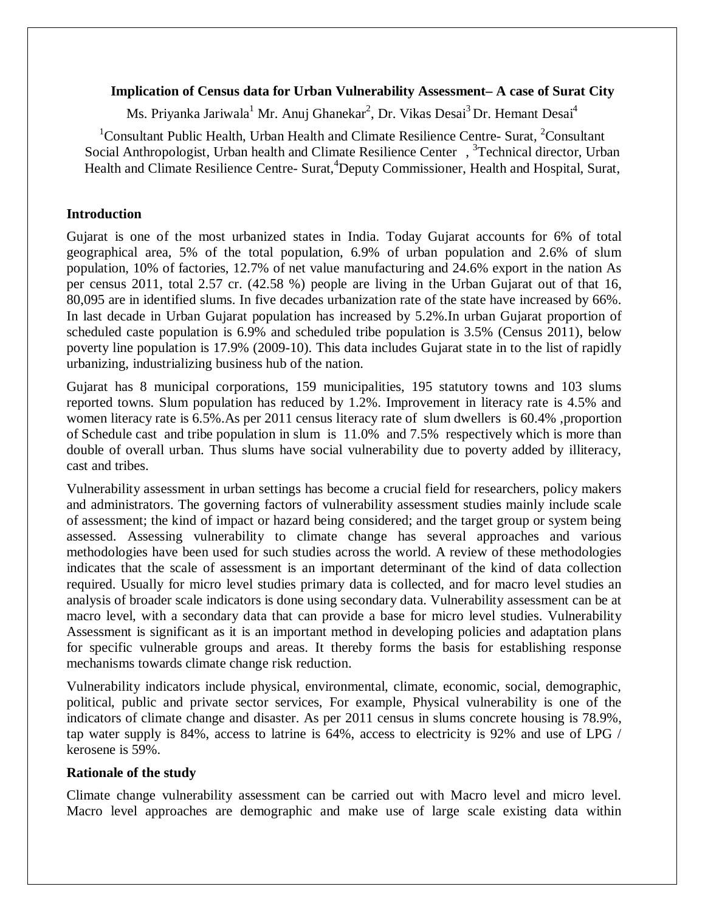# Implication of Census data for Urban Vulnerability Assessment– A case of Surat City

Ms. Priyanka Jariwala[1] Mr. Anuj Ghanekar[2], Dr. Vikas Desai[3] Dr. Hemant Desai[4]

[1]Consultant Public Health, Urban Health and Climate Resilience Centre- Surat, [2]Consultant Social Anthropologist, Urban health and Climate Resilience Center , [3]Technical director, Urban Health and Climate Resilience Centre- Surat,[4]Deputy Commissioner, Health and Hospital, Surat,

## Introduction

Gujarat is one of the most urbanized states in India. Today Gujarat accounts for 6% of total geographical area, 5% of the total population, 6.9% of urban population and 2.6% of slum population, 10% of factories, 12.7% of net value manufacturing and 24.6% export in the nation As per census 2011, total 2.57 cr. (42.58 %) people are living in the Urban Gujarat out of that 16, 80,095 are in identified slums. In five decades urbanization rate of the state have increased by 66%. In last decade in Urban Gujarat population has increased by 5.2%.In urban Gujarat proportion of scheduled caste population is 6.9% and scheduled tribe population is 3.5% (Census 2011), below poverty line population is 17.9% (2009-10). This data includes Gujarat state in to the list of rapidly urbanizing, industrializing business hub of the nation.

Gujarat has 8 municipal corporations, 159 municipalities, 195 statutory towns and 103 slums reported towns. Slum population has reduced by 1.2%. Improvement in literacy rate is 4.5% and women literacy rate is 6.5%.As per 2011 census literacy rate of slum dwellers is 60.4% ,proportion of Schedule cast and tribe population in slum is 11.0% and 7.5% respectively which is more than double of overall urban. Thus slums have social vulnerability due to poverty added by illiteracy, cast and tribes.

Vulnerability assessment in urban settings has become a crucial field for researchers, policy makers and administrators. The governing factors of vulnerability assessment studies mainly include scale of assessment; the kind of impact or hazard being considered; and the target group or system being assessed. Assessing vulnerability to climate change has several approaches and various methodologies have been used for such studies across the world. A review of these methodologies indicates that the scale of assessment is an important determinant of the kind of data collection required. Usually for micro level studies primary data is collected, and for macro level studies an analysis of broader scale indicators is done using secondary data. Vulnerability assessment can be at macro level, with a secondary data that can provide a base for micro level studies. Vulnerability Assessment is significant as it is an important method in developing policies and adaptation plans for specific vulnerable groups and areas. It thereby forms the basis for establishing response mechanisms towards climate change risk reduction.

Vulnerability indicators include physical, environmental, climate, economic, social, demographic, political, public and private sector services, For example, Physical vulnerability is one of the indicators of climate change and disaster. As per 2011 census in slums concrete housing is 78.9%, tap water supply is 84%, access to latrine is 64%, access to electricity is 92% and use of LPG / kerosene is 59%.

## Rationale of the study

Climate change vulnerability assessment can be carried out with Macro level and micro level. Macro level approaches are demographic and make use of large scale existing data within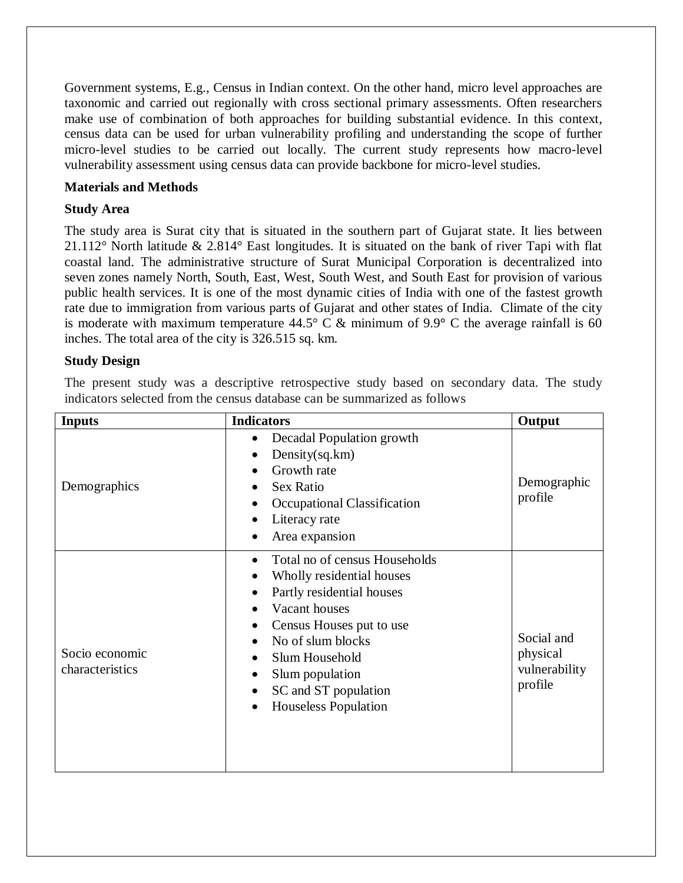Government systems, E.g., Census in Indian context. On the other hand, micro level approaches are taxonomic and carried out regionally with cross sectional primary assessments. Often researchers make use of combination of both approaches for building substantial evidence. In this context, census data can be used for urban vulnerability profiling and understanding the scope of further micro-level studies to be carried out locally. The current study represents how macro-level vulnerability assessment using census data can provide backbone for micro-level studies.

**Materials and Methods**

**Study Area**

The study area is Surat city that is situated in the southern part of Gujarat state. It lies between 21.112° North latitude & 2.814° East longitudes. It is situated on the bank of river Tapi with flat coastal land. The administrative structure of Surat Municipal Corporation is decentralized into seven zones namely North, South, East, West, South West, and South East for provision of various public health services. It is one of the most dynamic cities of India with one of the fastest growth rate due to immigration from various parts of Gujarat and other states of India. Climate of the city is moderate with maximum temperature 44.5° C & minimum of 9.9° C the average rainfall is 60 inches. The total area of the city is 326.515 sq. km.

**Study Design**

The present study was a descriptive retrospective study based on secondary data. The study indicators selected from the census database can be summarized as follows

| **Inputs** | **Indicators** | **Output** |
|---|---|---|
| Demographics | • Decadal Population growth<br>• Density(sq.km)<br>• Growth rate<br>• Sex Ratio<br>• Occupational Classification<br>• Literacy rate<br>• Area expansion | Demographic profile |
| Socio economic characteristics | • Total no of census Households<br>• Wholly residential houses<br>• Partly residential houses<br>• Vacant houses<br>• Census Houses put to use<br>• No of slum blocks<br>• Slum Household<br>• Slum population<br>• SC and ST population<br>• Houseless Population | Social and physical vulnerability profile |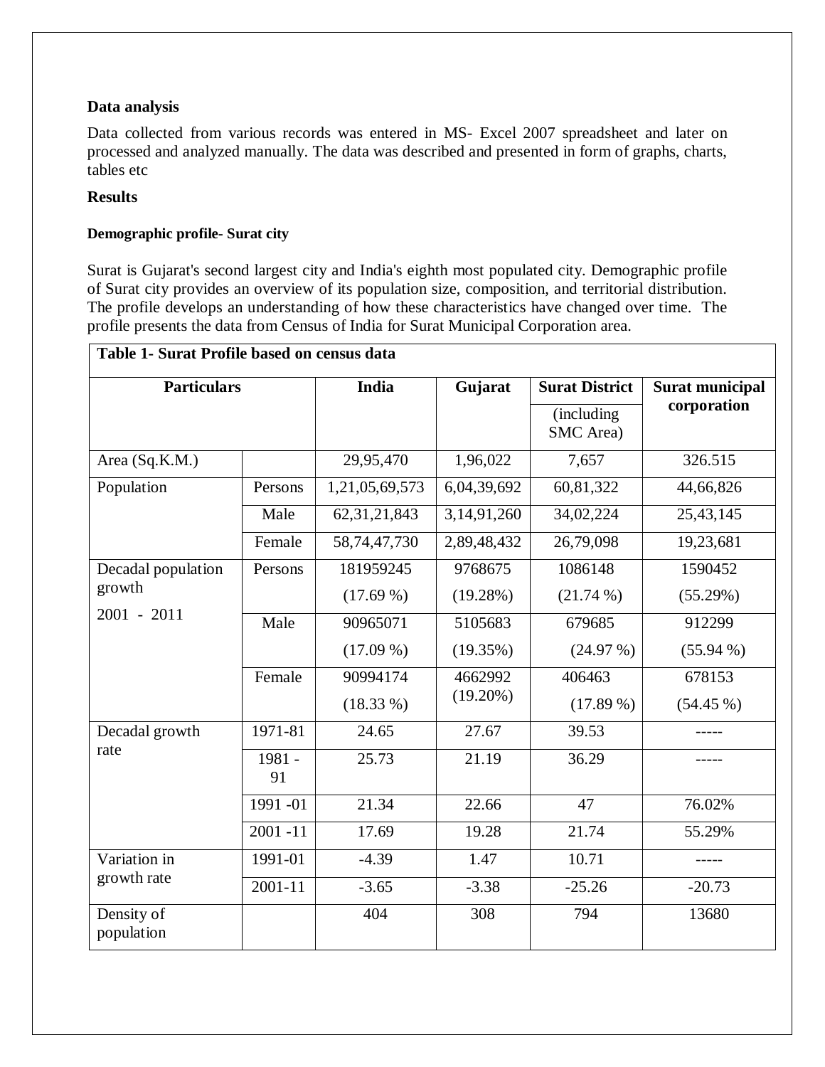### Data analysis

Data collected from various records was entered in MS- Excel 2007 spreadsheet and later on processed and analyzed manually. The data was described and presented in form of graphs, charts, tables etc

### Results

#### Demographic profile- Surat city

Surat is Gujarat's second largest city and India's eighth most populated city. Demographic profile of Surat city provides an overview of its population size, composition, and territorial distribution. The profile develops an understanding of how these characteristics have changed over time. The profile presents the data from Census of India for Surat Municipal Corporation area.

**Table 1- Surat Profile based on census data**

| Particulars | | India | Gujarat | Surat District (including SMC Area) | Surat municipal corporation |
|---|---|---|---|---|---|
| Area (Sq.K.M.) | | 29,95,470 | 1,96,022 | 7,657 | 326.515 |
| Population | Persons | 1,21,05,69,573 | 6,04,39,692 | 60,81,322 | 44,66,826 |
| | Male | 62,31,21,843 | 3,14,91,260 | 34,02,224 | 25,43,145 |
| | Female | 58,74,47,730 | 2,89,48,432 | 26,79,098 | 19,23,681 |
| Decadal population growth 2001 - 2011 | Persons | 181959245 (17.69 %) | 9768675 (19.28%) | 1086148 (21.74 %) | 1590452 (55.29%) |
| | Male | 90965071 (17.09 %) | 5105683 (19.35%) | 679685 (24.97 %) | 912299 (55.94 %) |
| | Female | 90994174 (18.33 %) | 4662992 (19.20%) | 406463 (17.89 %) | 678153 (54.45 %) |
| Decadal growth rate | 1971-81 | 24.65 | 27.67 | 39.53 | ----- |
| | 1981 - 91 | 25.73 | 21.19 | 36.29 | ----- |
| | 1991 -01 | 21.34 | 22.66 | 47 | 76.02% |
| | 2001 -11 | 17.69 | 19.28 | 21.74 | 55.29% |
| Variation in growth rate | 1991-01 | -4.39 | 1.47 | 10.71 | ----- |
| | 2001-11 | -3.65 | -3.38 | -25.26 | -20.73 |
| Density of population | | 404 | 308 | 794 | 13680 |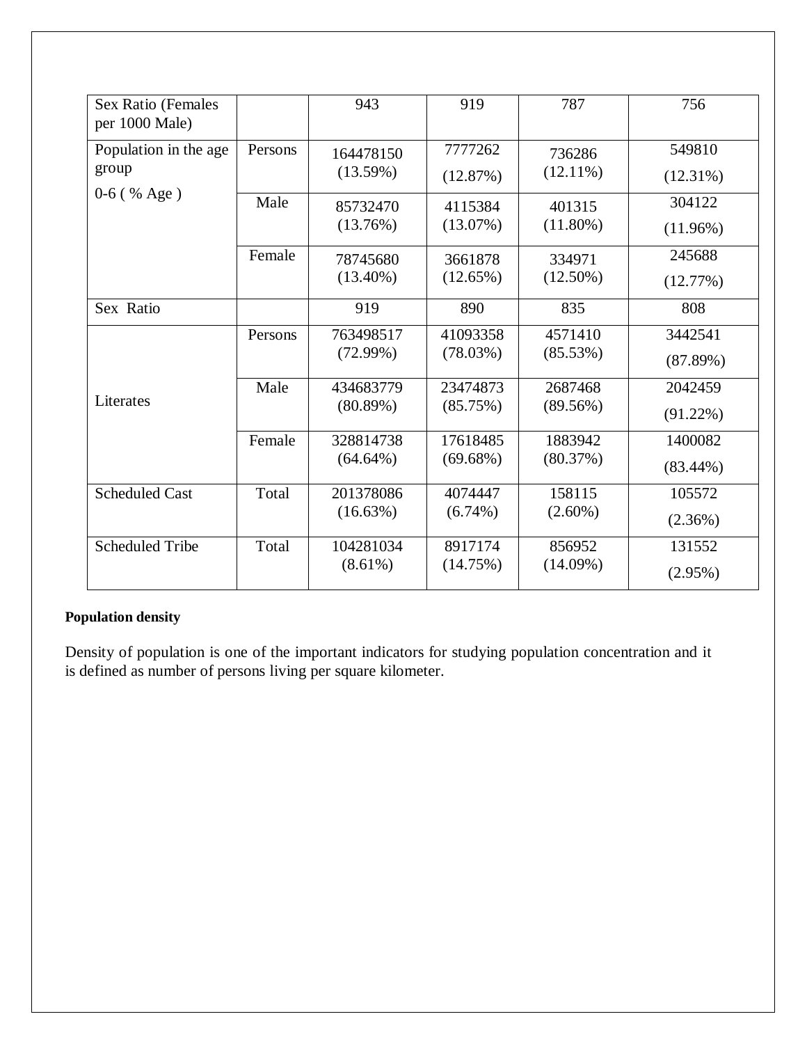| Sex Ratio (Females per 1000 Male) | | 943 | 919 | 787 | 756 |
|---|---|---|---|---|---|
| Population in the age group 0-6 ( % Age ) | Persons | 164478150 (13.59%) | 7777262 (12.87%) | 736286 (12.11%) | 549810 (12.31%) |
| | Male | 85732470 (13.76%) | 4115384 (13.07%) | 401315 (11.80%) | 304122 (11.96%) |
| | Female | 78745680 (13.40%) | 3661878 (12.65%) | 334971 (12.50%) | 245688 (12.77%) |
| Sex Ratio | | 919 | 890 | 835 | 808 |
| Literates | Persons | 763498517 (72.99%) | 41093358 (78.03%) | 4571410 (85.53%) | 3442541 (87.89%) |
| | Male | 434683779 (80.89%) | 23474873 (85.75%) | 2687468 (89.56%) | 2042459 (91.22%) |
| | Female | 328814738 (64.64%) | 17618485 (69.68%) | 1883942 (80.37%) | 1400082 (83.44%) |
| Scheduled Cast | Total | 201378086 (16.63%) | 4074447 (6.74%) | 158115 (2.60%) | 105572 (2.36%) |
| Scheduled Tribe | Total | 104281034 (8.61%) | 8917174 (14.75%) | 856952 (14.09%) | 131552 (2.95%) |

**Population density**

Density of population is one of the important indicators for studying population concentration and it is defined as number of persons living per square kilometer.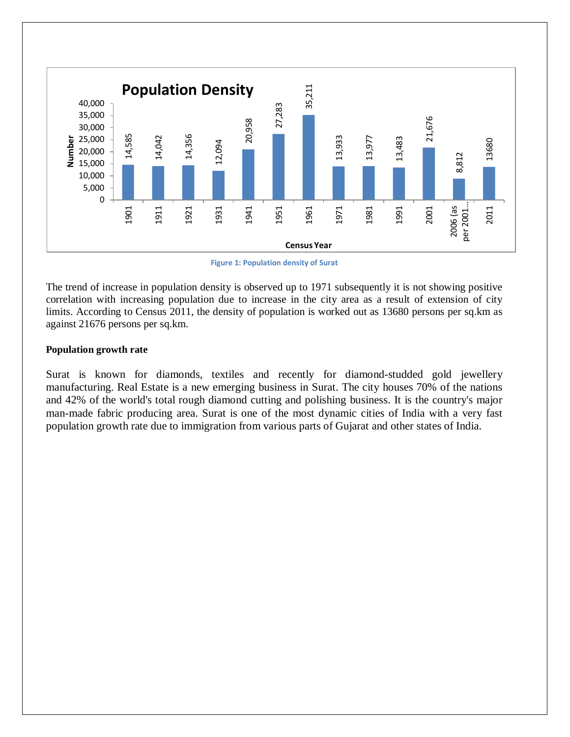Figure 1: Population density of Surat

The trend of increase in population density is observed up to 1971 subsequently it is not showing positive correlation with increasing population due to increase in the city area as a result of extension of city limits. According to Census 2011, the density of population is worked out as 13680 persons per sq.km as against 21676 persons per sq.km.

**Population growth rate**

Surat is known for diamonds, textiles and recently for diamond-studded gold jewellery manufacturing. Real Estate is a new emerging business in Surat. The city houses 70% of the nations and 42% of the world's total rough diamond cutting and polishing business. It is the country's major man-made fabric producing area. Surat is one of the most dynamic cities of India with a very fast population growth rate due to immigration from various parts of Gujarat and other states of India.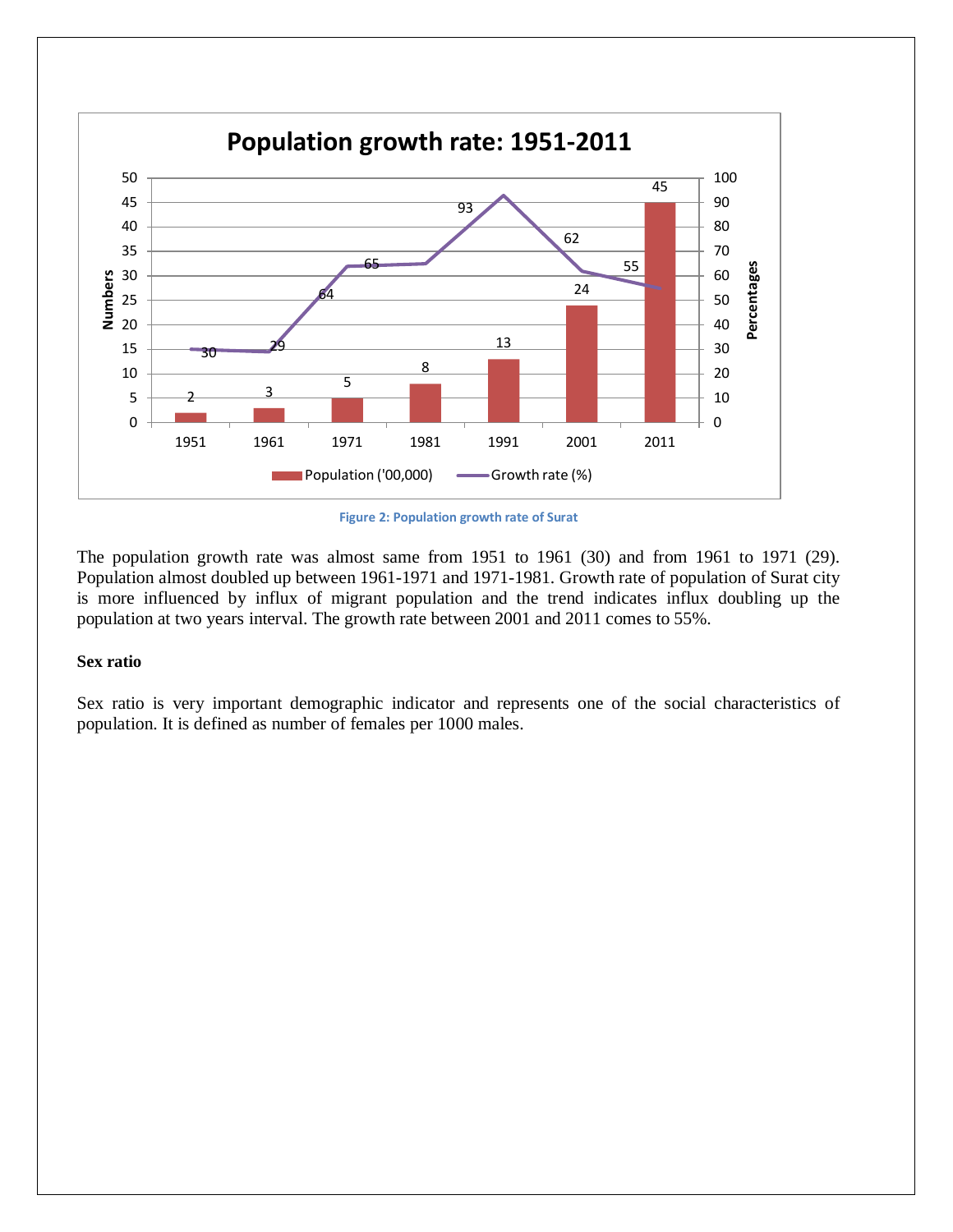Figure 2: Population growth rate of Surat

The population growth rate was almost same from 1951 to 1961 (30) and from 1961 to 1971 (29). Population almost doubled up between 1961-1971 and 1971-1981. Growth rate of population of Surat city is more influenced by influx of migrant population and the trend indicates influx doubling up the population at two years interval. The growth rate between 2001 and 2011 comes to 55%.

**Sex ratio**

Sex ratio is very important demographic indicator and represents one of the social characteristics of population. It is defined as number of females per 1000 males.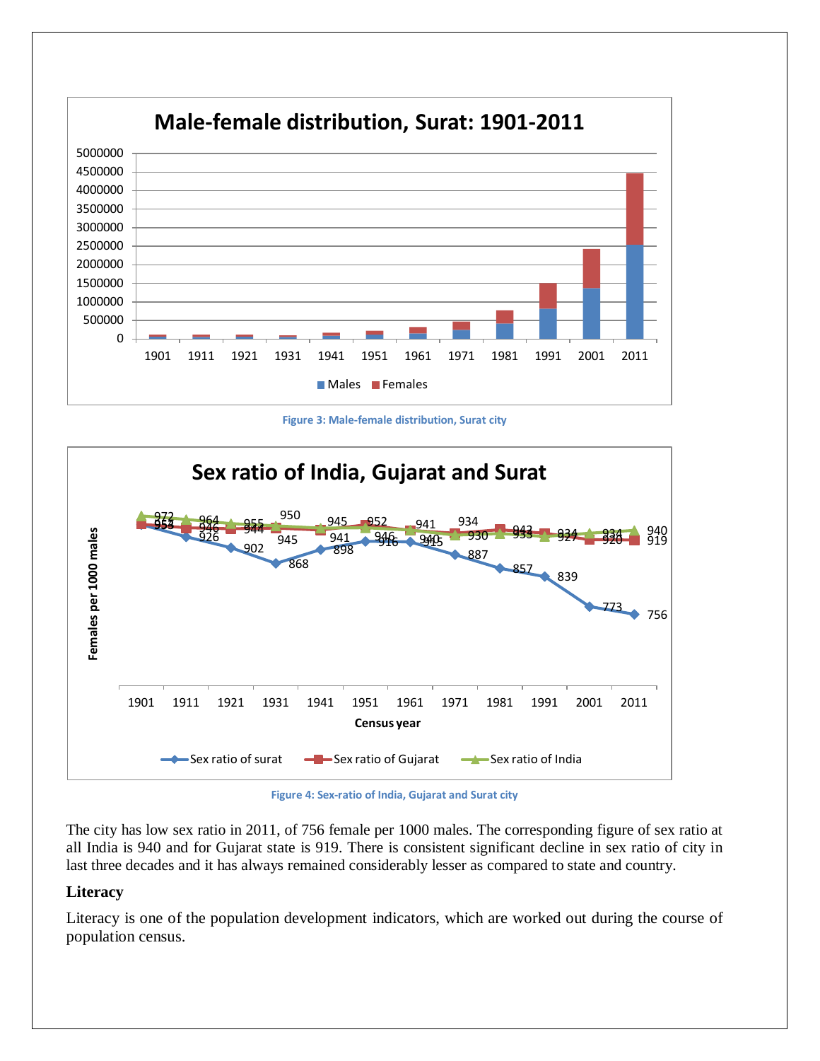Figure 3: Male-female distribution, Surat city

Figure 4: Sex-ratio of India, Gujarat and Surat city

The city has low sex ratio in 2011, of 756 female per 1000 males. The corresponding figure of sex ratio at all India is 940 and for Gujarat state is 919. There is consistent significant decline in sex ratio of city in last three decades and it has always remained considerably lesser as compared to state and country.

## Literacy

Literacy is one of the population development indicators, which are worked out during the course of population census.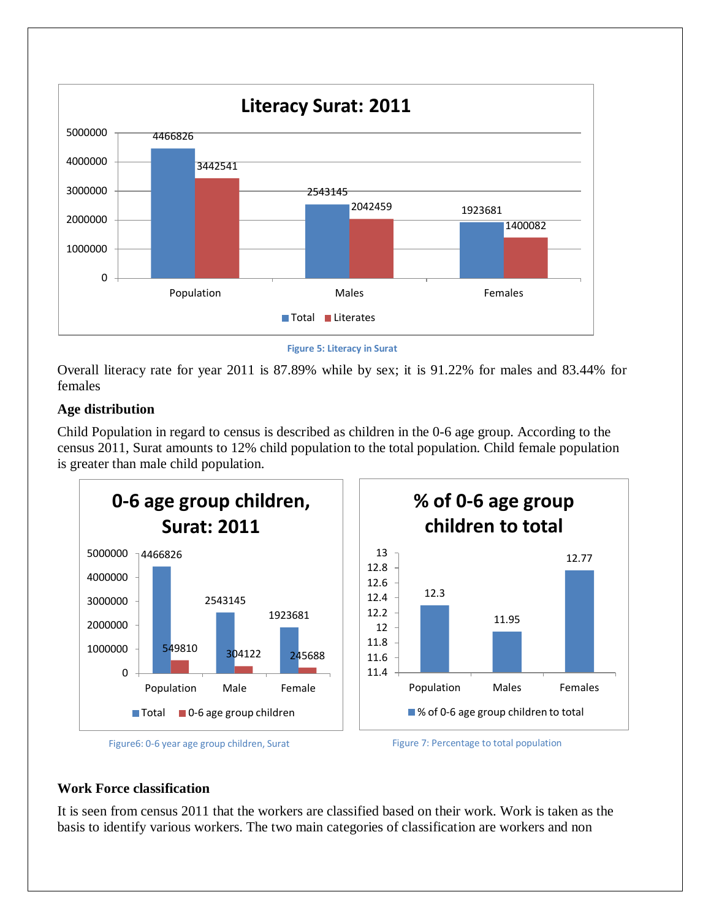Figure 5: Literacy in Surat

Overall literacy rate for year 2011 is 87.89% while by sex; it is 91.22% for males and 83.44% for females

**Age distribution**

Child Population in regard to census is described as children in the 0-6 age group. According to the census 2011, Surat amounts to 12% child population to the total population. Child female population is greater than male child population.

Figure6: 0-6 year age group children, Surat

Figure 7: Percentage to total population

**Work Force classification**

It is seen from census 2011 that the workers are classified based on their work. Work is taken as the basis to identify various workers. The two main categories of classification are workers and non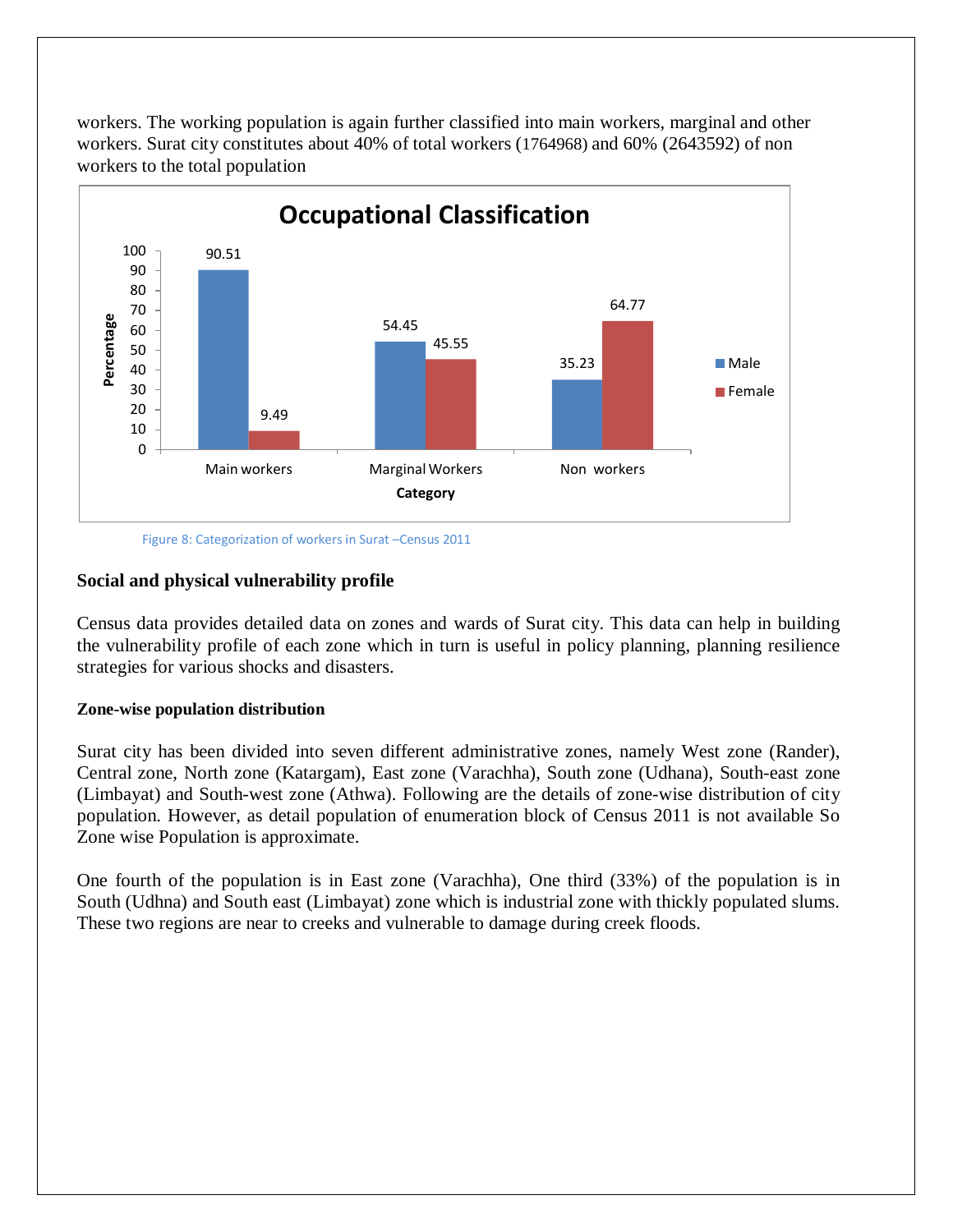workers. The working population is again further classified into main workers, marginal and other workers. Surat city constitutes about 40% of total workers (1764968) and 60% (2643592) of non workers to the total population

**Occupational Classification**

| Category | Male (%) | Female (%) |
|---|---|---|
| Main workers | 90.51 | 9.49 |
| Marginal Workers | 54.45 | 45.55 |
| Non workers | 35.23 | 64.77 |

Figure 8: Categorization of workers in Surat –Census 2011

## Social and physical vulnerability profile

Census data provides detailed data on zones and wards of Surat city. This data can help in building the vulnerability profile of each zone which in turn is useful in policy planning, planning resilience strategies for various shocks and disasters.

### Zone-wise population distribution

Surat city has been divided into seven different administrative zones, namely West zone (Rander), Central zone, North zone (Katargam), East zone (Varachha), South zone (Udhana), South-east zone (Limbayat) and South-west zone (Athwa). Following are the details of zone-wise distribution of city population. However, as detail population of enumeration block of Census 2011 is not available So Zone wise Population is approximate.

One fourth of the population is in East zone (Varachha), One third (33%) of the population is in South (Udhna) and South east (Limbayat) zone which is industrial zone with thickly populated slums. These two regions are near to creeks and vulnerable to damage during creek floods.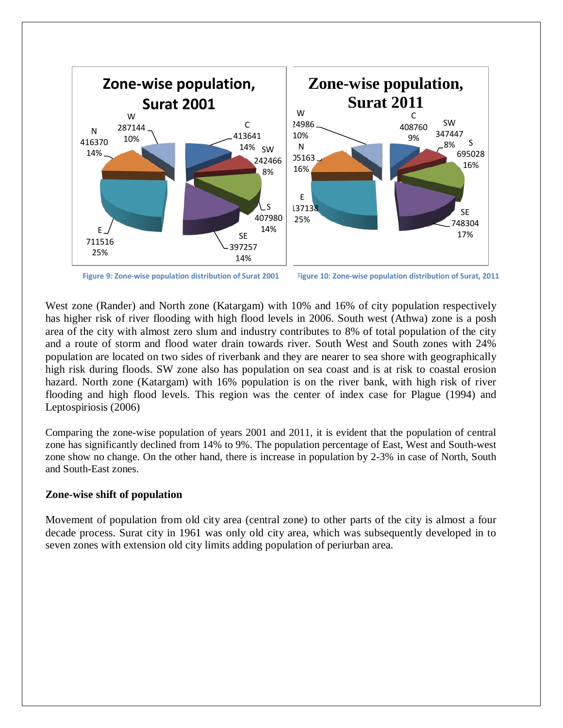Figure 9: Zone-wise population distribution of Surat 2001

Figure 10: Zone-wise population distribution of Surat, 2011

West zone (Rander) and North zone (Katargam) with 10% and 16% of city population respectively has higher risk of river flooding with high flood levels in 2006. South west (Athwa) zone is a posh area of the city with almost zero slum and industry contributes to 8% of total population of the city and a route of storm and flood water drain towards river. South West and South zones with 24% population are located on two sides of riverbank and they are nearer to sea shore with geographically high risk during floods. SW zone also has population on sea coast and is at risk to coastal erosion hazard. North zone (Katargam) with 16% population is on the river bank, with high risk of river flooding and high flood levels. This region was the center of index case for Plague (1994) and Leptospiriosis (2006)

Comparing the zone-wise population of years 2001 and 2011, it is evident that the population of central zone has significantly declined from 14% to 9%. The population percentage of East, West and South-west zone show no change. On the other hand, there is increase in population by 2-3% in case of North, South and South-East zones.

**Zone-wise shift of population**

Movement of population from old city area (central zone) to other parts of the city is almost a four decade process. Surat city in 1961 was only old city area, which was subsequently developed in to seven zones with extension old city limits adding population of periurban area.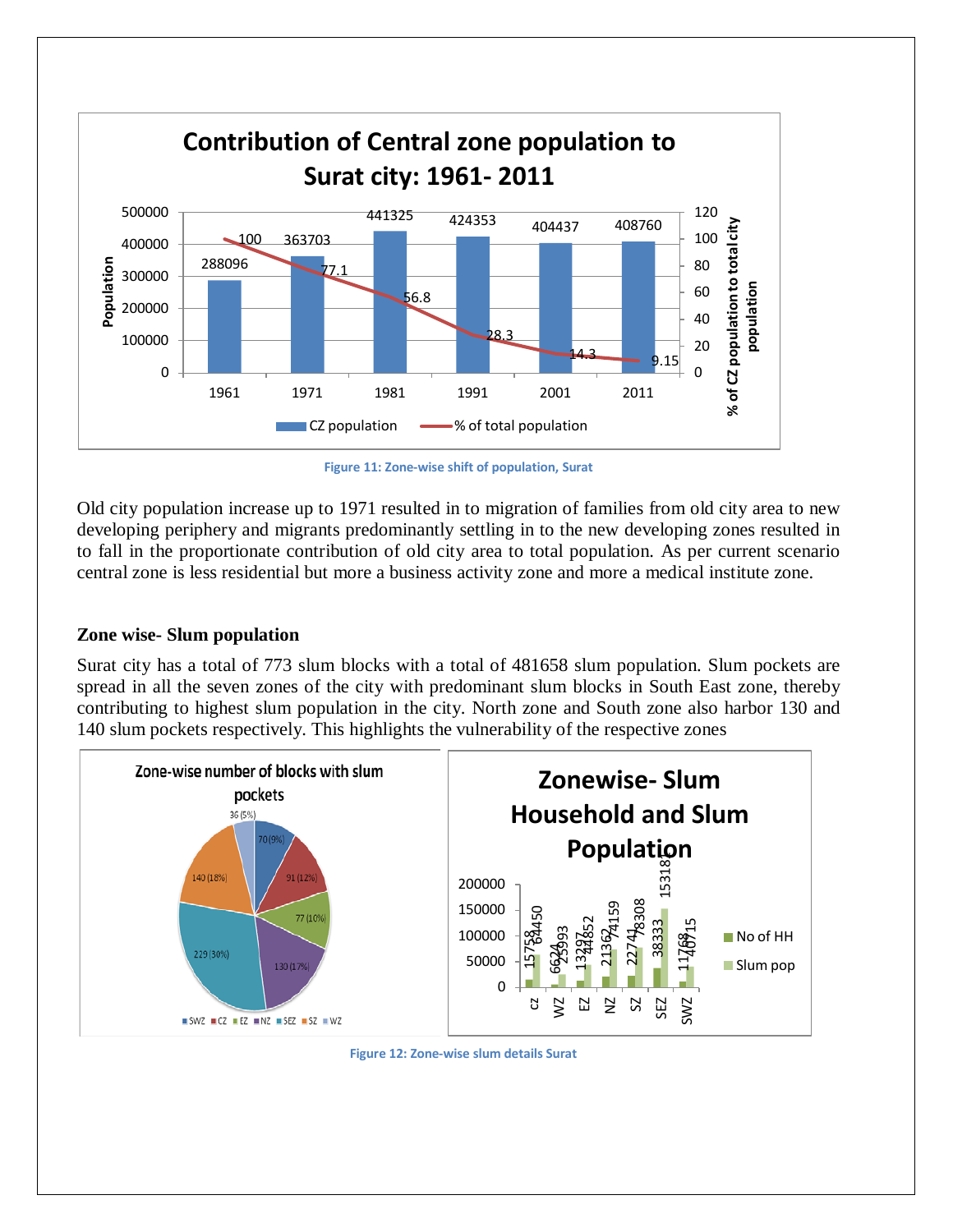Figure 11: Zone-wise shift of population, Surat

Old city population increase up to 1971 resulted in to migration of families from old city area to new developing periphery and migrants predominantly settling in to the new developing zones resulted in to fall in the proportionate contribution of old city area to total population. As per current scenario central zone is less residential but more a business activity zone and more a medical institute zone.

### Zone wise- Slum population

Surat city has a total of 773 slum blocks with a total of 481658 slum population. Slum pockets are spread in all the seven zones of the city with predominant slum blocks in South East zone, thereby contributing to highest slum population in the city. North zone and South zone also harbor 130 and 140 slum pockets respectively. This highlights the vulnerability of the respective zones

Figure 12: Zone-wise slum details Surat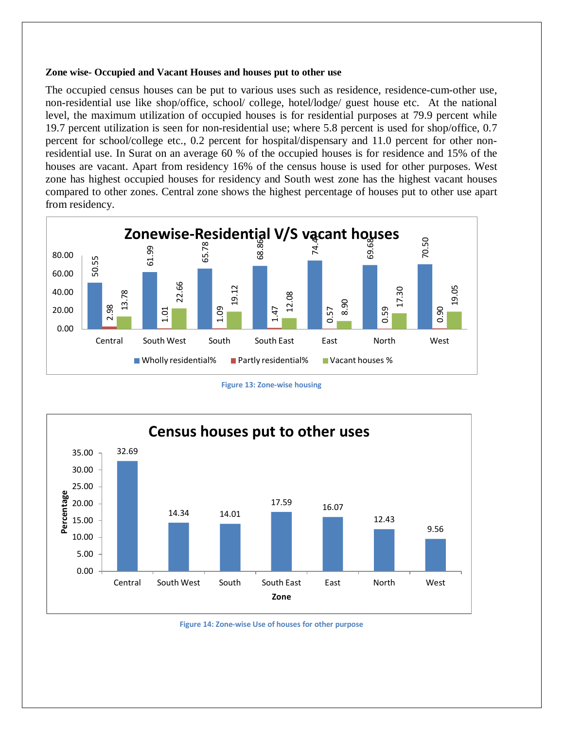**Zone wise- Occupied and Vacant Houses and houses put to other use**

The occupied census houses can be put to various uses such as residence, residence-cum-other use, non-residential use like shop/office, school/ college, hotel/lodge/ guest house etc. At the national level, the maximum utilization of occupied houses is for residential purposes at 79.9 percent while 19.7 percent utilization is seen for non-residential use; where 5.8 percent is used for shop/office, 0.7 percent for school/college etc., 0.2 percent for hospital/dispensary and 11.0 percent for other non-residential use. In Surat on an average 60 % of the occupied houses is for residence and 15% of the houses are vacant. Apart from residency 16% of the census house is used for other purposes. West zone has highest occupied houses for residency and South west zone has the highest vacant houses compared to other zones. Central zone shows the highest percentage of houses put to other use apart from residency.

**Zonewise-Residential V/S vacant houses**

| Zone | Wholly residential% | Partly residential% | Vacant houses % |
|---|---|---|---|
| Central | 50.55 | 2.98 | 13.78 |
| South West | 61.99 | 1.01 | 22.66 |
| South | 65.78 | 1.09 | 19.12 |
| South East | 68.86 | 1.47 | 12.08 |
| East | 74.4 | 0.57 | 8.90 |
| North | 69.68 | 0.59 | 17.30 |
| West | 70.50 | 0.90 | 19.05 |

Figure 13: Zone-wise housing

**Census houses put to other uses**

| Zone | Percentage |
|---|---|
| Central | 32.69 |
| South West | 14.34 |
| South | 14.01 |
| South East | 17.59 |
| East | 16.07 |
| North | 12.43 |
| West | 9.56 |

Figure 14: Zone-wise Use of houses for other purpose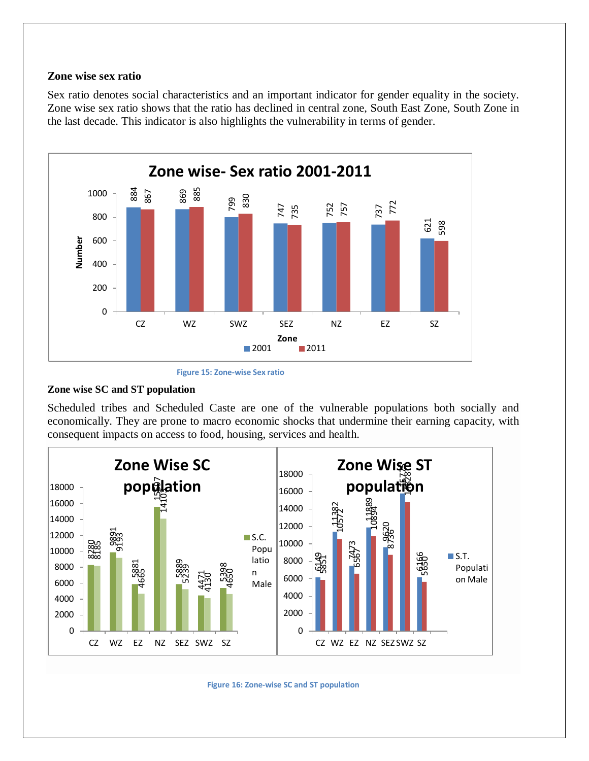**Zone wise sex ratio**

Sex ratio denotes social characteristics and an important indicator for gender equality in the society. Zone wise sex ratio shows that the ratio has declined in central zone, South East Zone, South Zone in the last decade. This indicator is also highlights the vulnerability in terms of gender.

Figure 15: Zone-wise Sex ratio

**Zone wise SC and ST population**

Scheduled tribes and Scheduled Caste are one of the vulnerable populations both socially and economically. They are prone to macro economic shocks that undermine their earning capacity, with consequent impacts on access to food, housing, services and health.

Figure 16: Zone-wise SC and ST population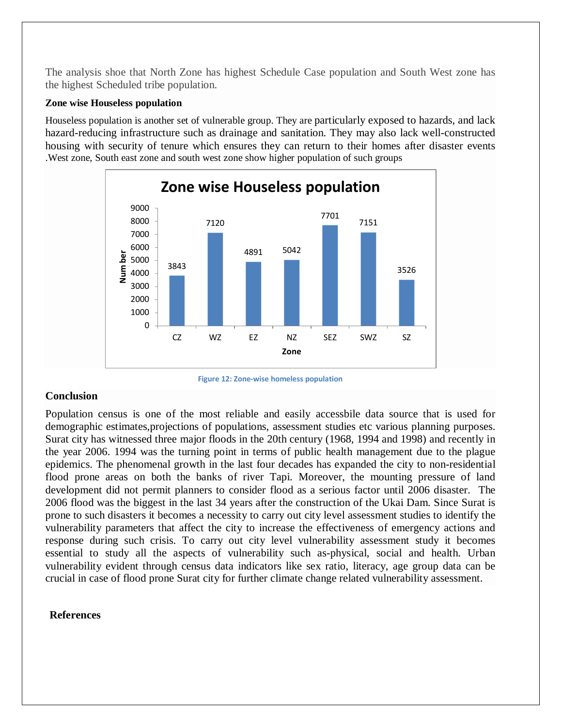The analysis shoe that North Zone has highest Schedule Case population and South West zone has the highest Scheduled tribe population.

**Zone wise Houseless population**

Houseless population is another set of vulnerable group. They are particularly exposed to hazards, and lack hazard-reducing infrastructure such as drainage and sanitation. They may also lack well-constructed housing with security of tenure which ensures they can return to their homes after disaster events .West zone, South east zone and south west zone show higher population of such groups

**Zone wise Houseless population**

| Zone | Number |
|---|---|
| CZ | 3843 |
| WZ | 7120 |
| EZ | 4891 |
| NZ | 5042 |
| SEZ | 7701 |
| SWZ | 7151 |
| SZ | 3526 |

Figure 12: Zone-wise homeless population

## Conclusion

Population census is one of the most reliable and easily accessbile data source that is used for demographic estimates,projections of populations, assessment studies etc various planning purposes. Surat city has witnessed three major floods in the 20th century (1968, 1994 and 1998) and recently in the year 2006. 1994 was the turning point in terms of public health management due to the plague epidemics. The phenomenal growth in the last four decades has expanded the city to non-residential flood prone areas on both the banks of river Tapi. Moreover, the mounting pressure of land development did not permit planners to consider flood as a serious factor until 2006 disaster. The 2006 flood was the biggest in the last 34 years after the construction of the Ukai Dam. Since Surat is prone to such disasters it becomes a necessity to carry out city level assessment studies to identify the vulnerability parameters that affect the city to increase the effectiveness of emergency actions and response during such crisis. To carry out city level vulnerability assessment study it becomes essential to study all the aspects of vulnerability such as-physical, social and health. Urban vulnerability evident through census data indicators like sex ratio, literacy, age group data can be crucial in case of flood prone Surat city for further climate change related vulnerability assessment.

## References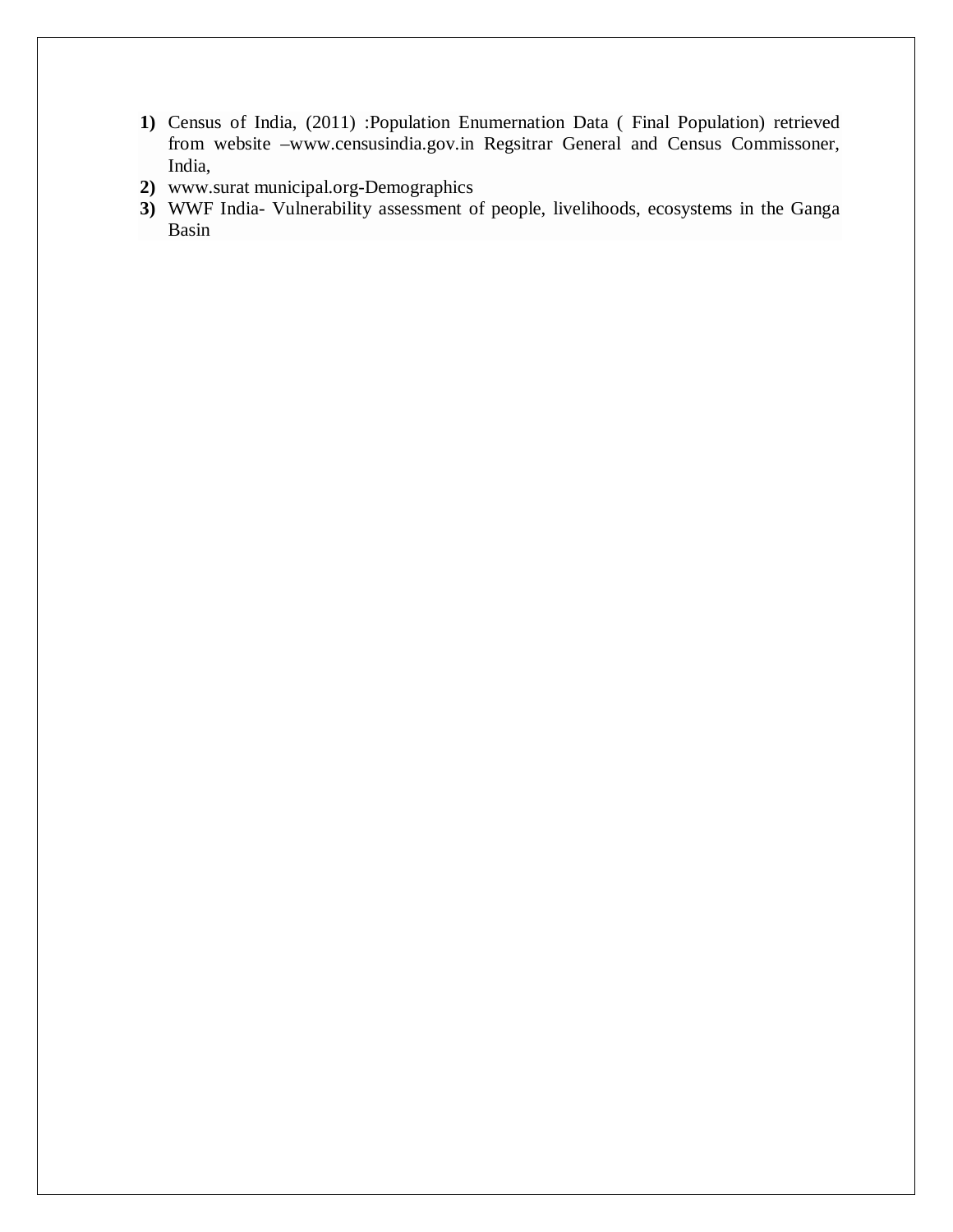1) Census of India, (2011) :Population Enumernation Data ( Final Population) retrieved from website –www.censusindia.gov.in Regsitrar General and Census Commissoner, India,
2) www.surat municipal.org-Demographics
3) WWF India- Vulnerability assessment of people, livelihoods, ecosystems in the Ganga Basin